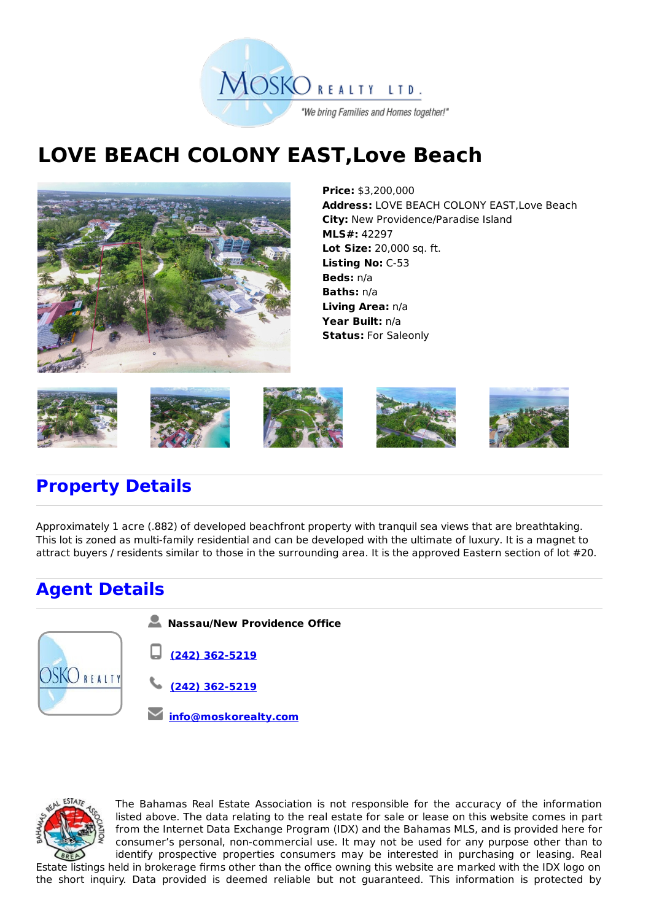# LOVE BEACH COLONY EAST,Love Beach

**Price:** $3,200,000
**Address:** LOVE BEACH COLONY EAST,Love Beach
**City:** New Providence/Paradise Island
**MLS#:** 42297
**Lot Size:** 20,000 sq. ft.
**Listing No:** C-53
**Beds:** n/a
**Baths:** n/a
**Living Area:** n/a
**Year Built:** n/a
**Status:** For Saleonly

## Property Details

Approximately 1 acre (.882) of developed beachfront property with tranquil sea views that are breathtaking. This lot is zoned as multi-family residential and can be developed with the ultimate of luxury. It is a magnet to attract buyers / residents similar to those in the surrounding area. It is the approved Eastern section of lot #20.

## Agent Details

**Nassau/New Providence Office**

(242) 362-5219

(242) 362-5219

info@moskorealty.com

The Bahamas Real Estate Association is not responsible for the accuracy of the information listed above. The data relating to the real estate for sale or lease on this website comes in part from the Internet Data Exchange Program (IDX) and the Bahamas MLS, and is provided here for consumer's personal, non-commercial use. It may not be used for any purpose other than to identify prospective properties consumers may be interested in purchasing or leasing. Real Estate listings held in brokerage firms other than the office owning this website are marked with the IDX logo on the short inquiry. Data provided is deemed reliable but not guaranteed. This information is protected by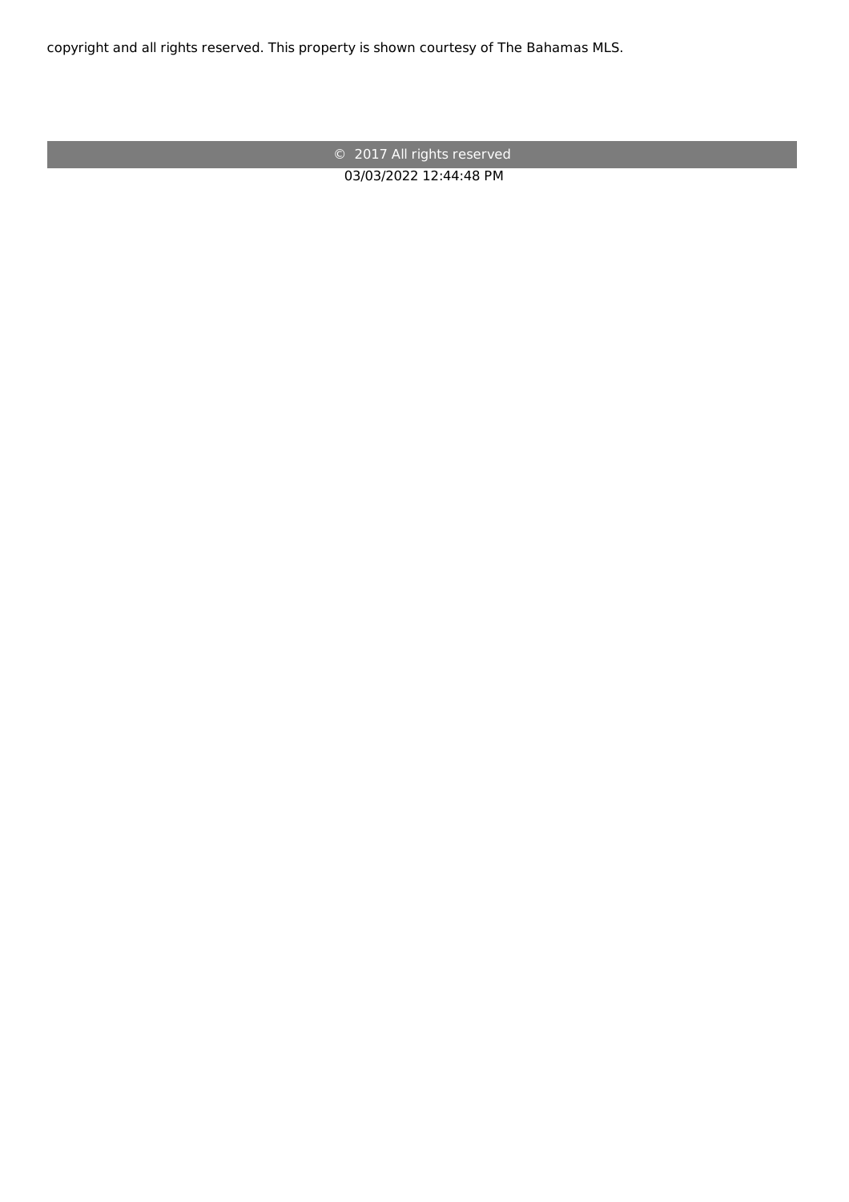copyright and all rights reserved. This property is shown courtesy of The Bahamas MLS.

© 2017 All rights reserved

03/03/2022 12:44:48 PM